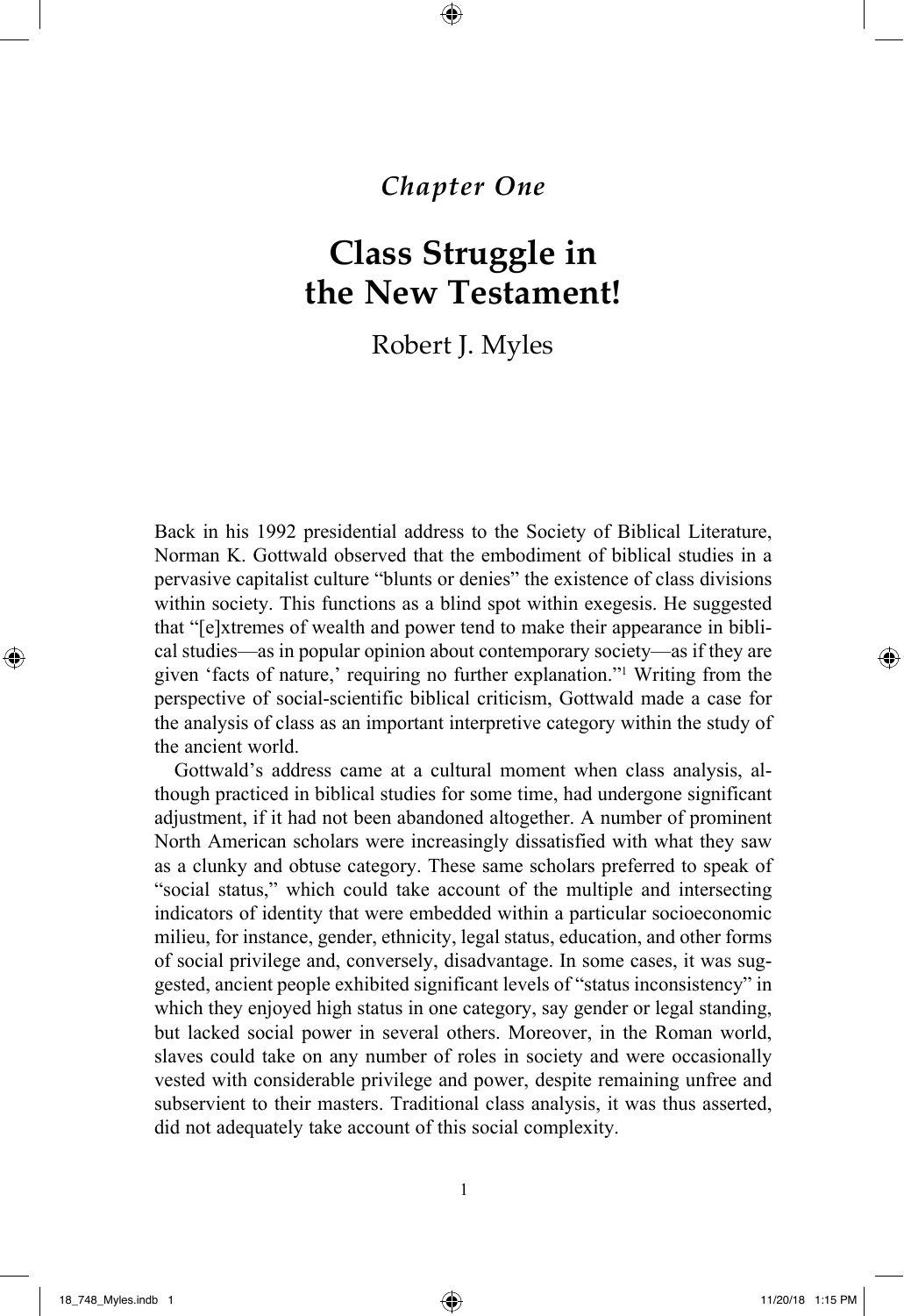*Chapter One*

# Class Struggle in the New Testament!

Robert J. Myles

Back in his 1992 presidential address to the Society of Biblical Literature, Norman K. Gottwald observed that the embodiment of biblical studies in a pervasive capitalist culture "blunts or denies" the existence of class divisions within society. This functions as a blind spot within exegesis. He suggested that "[e]xtremes of wealth and power tend to make their appearance in biblical studies—as in popular opinion about contemporary society—as if they are given 'facts of nature,' requiring no further explanation."[1] Writing from the perspective of social-scientific biblical criticism, Gottwald made a case for the analysis of class as an important interpretive category within the study of the ancient world.

Gottwald's address came at a cultural moment when class analysis, although practiced in biblical studies for some time, had undergone significant adjustment, if it had not been abandoned altogether. A number of prominent North American scholars were increasingly dissatisfied with what they saw as a clunky and obtuse category. These same scholars preferred to speak of "social status," which could take account of the multiple and intersecting indicators of identity that were embedded within a particular socioeconomic milieu, for instance, gender, ethnicity, legal status, education, and other forms of social privilege and, conversely, disadvantage. In some cases, it was suggested, ancient people exhibited significant levels of "status inconsistency" in which they enjoyed high status in one category, say gender or legal standing, but lacked social power in several others. Moreover, in the Roman world, slaves could take on any number of roles in society and were occasionally vested with considerable privilege and power, despite remaining unfree and subservient to their masters. Traditional class analysis, it was thus asserted, did not adequately take account of this social complexity.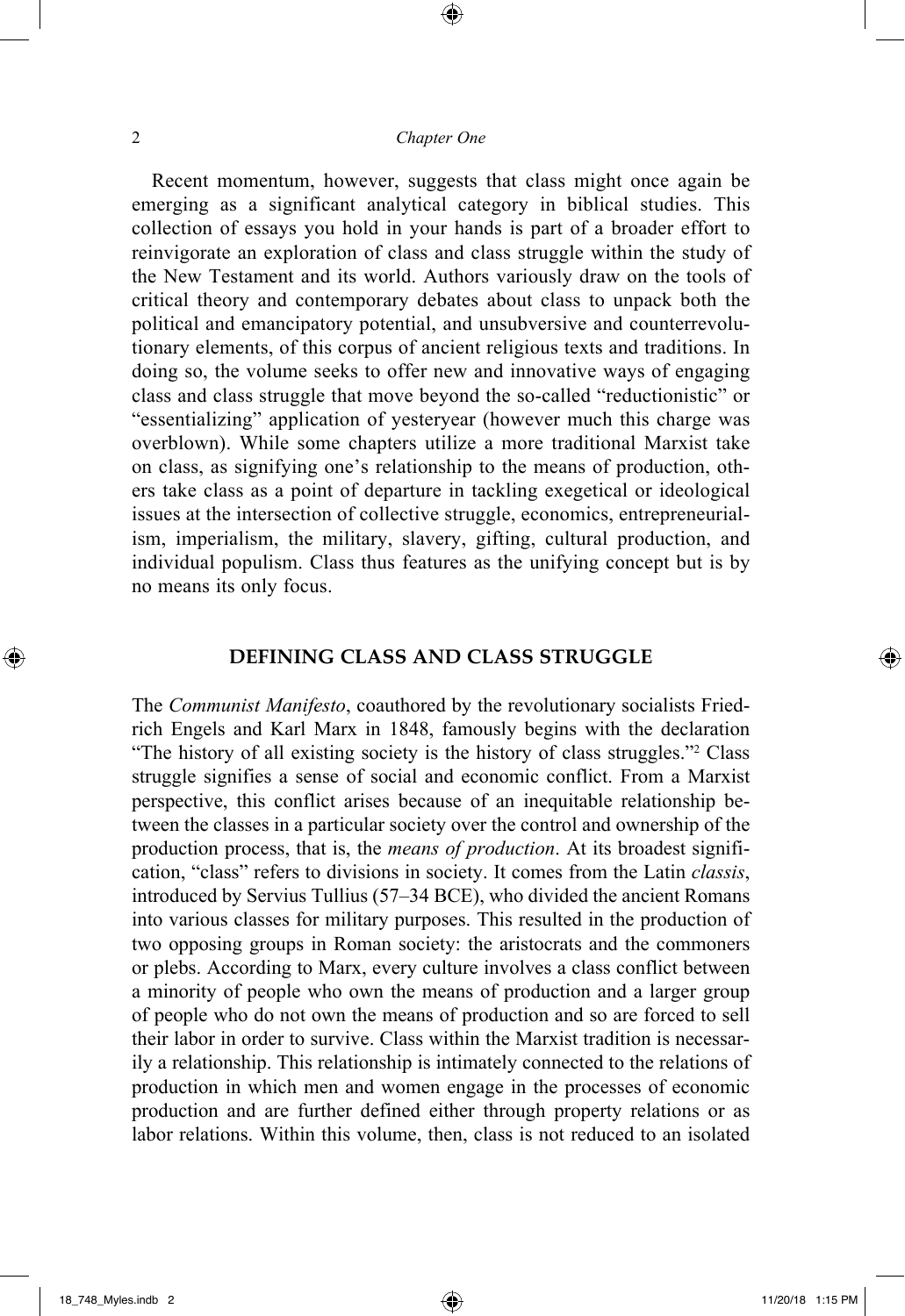Recent momentum, however, suggests that class might once again be emerging as a significant analytical category in biblical studies. This collection of essays you hold in your hands is part of a broader effort to reinvigorate an exploration of class and class struggle within the study of the New Testament and its world. Authors variously draw on the tools of critical theory and contemporary debates about class to unpack both the political and emancipatory potential, and unsubversive and counterrevolutionary elements, of this corpus of ancient religious texts and traditions. In doing so, the volume seeks to offer new and innovative ways of engaging class and class struggle that move beyond the so-called "reductionistic" or "essentializing" application of yesteryear (however much this charge was overblown). While some chapters utilize a more traditional Marxist take on class, as signifying one's relationship to the means of production, others take class as a point of departure in tackling exegetical or ideological issues at the intersection of collective struggle, economics, entrepreneurialism, imperialism, the military, slavery, gifting, cultural production, and individual populism. Class thus features as the unifying concept but is by no means its only focus.

## DEFINING CLASS AND CLASS STRUGGLE

The *Communist Manifesto*, coauthored by the revolutionary socialists Friedrich Engels and Karl Marx in 1848, famously begins with the declaration "The history of all existing society is the history of class struggles."[2] Class struggle signifies a sense of social and economic conflict. From a Marxist perspective, this conflict arises because of an inequitable relationship between the classes in a particular society over the control and ownership of the production process, that is, the *means of production*. At its broadest signification, "class" refers to divisions in society. It comes from the Latin *classis*, introduced by Servius Tullius (57–34 BCE), who divided the ancient Romans into various classes for military purposes. This resulted in the production of two opposing groups in Roman society: the aristocrats and the commoners or plebs. According to Marx, every culture involves a class conflict between a minority of people who own the means of production and a larger group of people who do not own the means of production and so are forced to sell their labor in order to survive. Class within the Marxist tradition is necessarily a relationship. This relationship is intimately connected to the relations of production in which men and women engage in the processes of economic production and are further defined either through property relations or as labor relations. Within this volume, then, class is not reduced to an isolated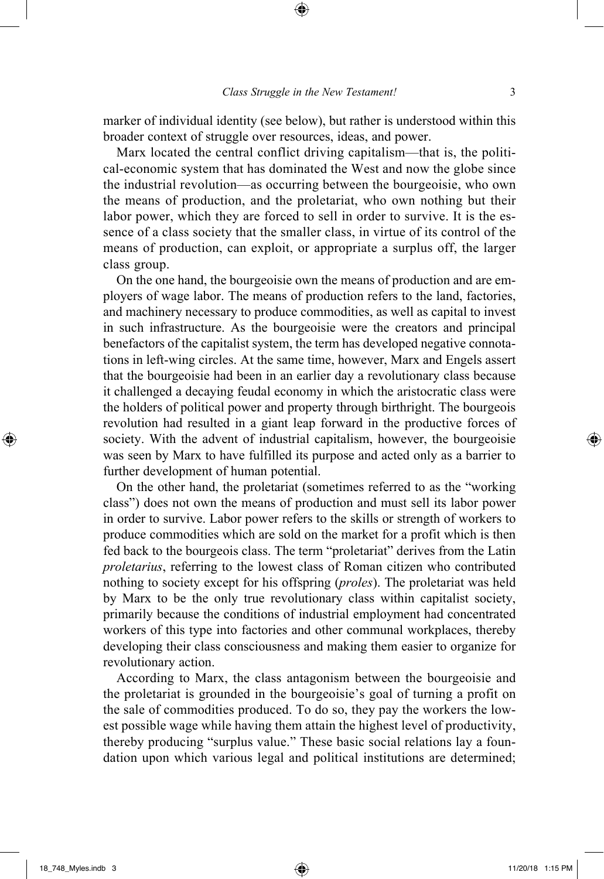marker of individual identity (see below), but rather is understood within this broader context of struggle over resources, ideas, and power.

Marx located the central conflict driving capitalism—that is, the political-economic system that has dominated the West and now the globe since the industrial revolution—as occurring between the bourgeoisie, who own the means of production, and the proletariat, who own nothing but their labor power, which they are forced to sell in order to survive. It is the essence of a class society that the smaller class, in virtue of its control of the means of production, can exploit, or appropriate a surplus off, the larger class group.

On the one hand, the bourgeoisie own the means of production and are employers of wage labor. The means of production refers to the land, factories, and machinery necessary to produce commodities, as well as capital to invest in such infrastructure. As the bourgeoisie were the creators and principal benefactors of the capitalist system, the term has developed negative connotations in left-wing circles. At the same time, however, Marx and Engels assert that the bourgeoisie had been in an earlier day a revolutionary class because it challenged a decaying feudal economy in which the aristocratic class were the holders of political power and property through birthright. The bourgeois revolution had resulted in a giant leap forward in the productive forces of society. With the advent of industrial capitalism, however, the bourgeoisie was seen by Marx to have fulfilled its purpose and acted only as a barrier to further development of human potential.

On the other hand, the proletariat (sometimes referred to as the "working class") does not own the means of production and must sell its labor power in order to survive. Labor power refers to the skills or strength of workers to produce commodities which are sold on the market for a profit which is then fed back to the bourgeois class. The term "proletariat" derives from the Latin *proletarius*, referring to the lowest class of Roman citizen who contributed nothing to society except for his offspring (*proles*). The proletariat was held by Marx to be the only true revolutionary class within capitalist society, primarily because the conditions of industrial employment had concentrated workers of this type into factories and other communal workplaces, thereby developing their class consciousness and making them easier to organize for revolutionary action.

According to Marx, the class antagonism between the bourgeoisie and the proletariat is grounded in the bourgeoisie's goal of turning a profit on the sale of commodities produced. To do so, they pay the workers the lowest possible wage while having them attain the highest level of productivity, thereby producing "surplus value." These basic social relations lay a foundation upon which various legal and political institutions are determined;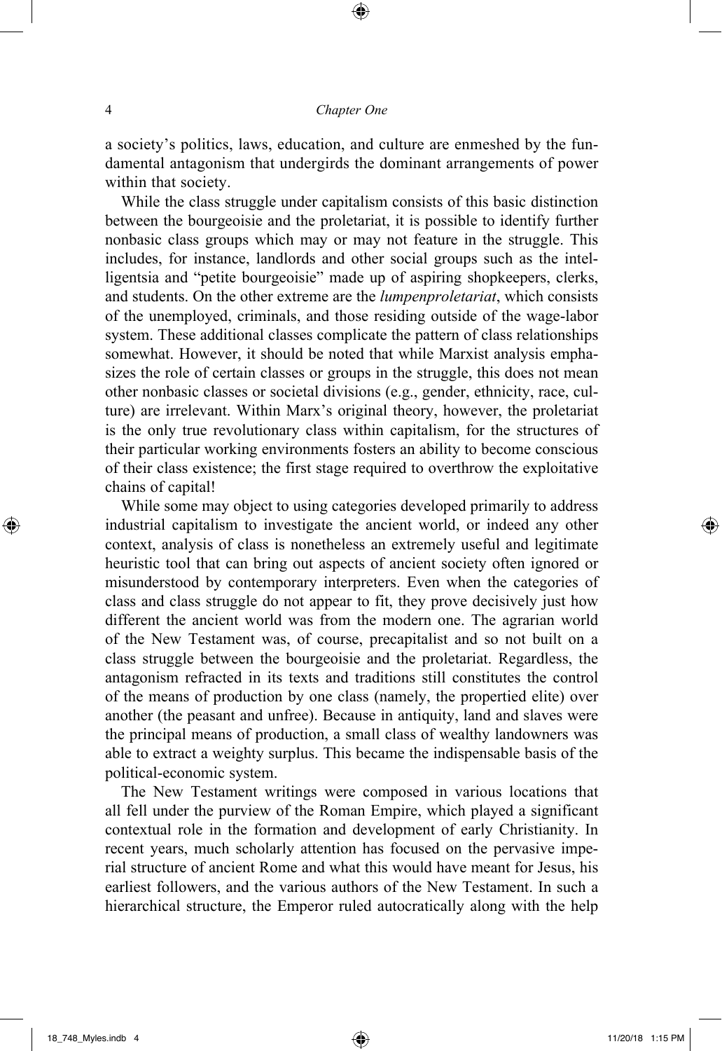a society's politics, laws, education, and culture are enmeshed by the fundamental antagonism that undergirds the dominant arrangements of power within that society.

While the class struggle under capitalism consists of this basic distinction between the bourgeoisie and the proletariat, it is possible to identify further nonbasic class groups which may or may not feature in the struggle. This includes, for instance, landlords and other social groups such as the intelligentsia and "petite bourgeoisie" made up of aspiring shopkeepers, clerks, and students. On the other extreme are the *lumpenproletariat*, which consists of the unemployed, criminals, and those residing outside of the wage-labor system. These additional classes complicate the pattern of class relationships somewhat. However, it should be noted that while Marxist analysis emphasizes the role of certain classes or groups in the struggle, this does not mean other nonbasic classes or societal divisions (e.g., gender, ethnicity, race, culture) are irrelevant. Within Marx's original theory, however, the proletariat is the only true revolutionary class within capitalism, for the structures of their particular working environments fosters an ability to become conscious of their class existence; the first stage required to overthrow the exploitative chains of capital!

While some may object to using categories developed primarily to address industrial capitalism to investigate the ancient world, or indeed any other context, analysis of class is nonetheless an extremely useful and legitimate heuristic tool that can bring out aspects of ancient society often ignored or misunderstood by contemporary interpreters. Even when the categories of class and class struggle do not appear to fit, they prove decisively just how different the ancient world was from the modern one. The agrarian world of the New Testament was, of course, precapitalist and so not built on a class struggle between the bourgeoisie and the proletariat. Regardless, the antagonism refracted in its texts and traditions still constitutes the control of the means of production by one class (namely, the propertied elite) over another (the peasant and unfree). Because in antiquity, land and slaves were the principal means of production, a small class of wealthy landowners was able to extract a weighty surplus. This became the indispensable basis of the political-economic system.

The New Testament writings were composed in various locations that all fell under the purview of the Roman Empire, which played a significant contextual role in the formation and development of early Christianity. In recent years, much scholarly attention has focused on the pervasive imperial structure of ancient Rome and what this would have meant for Jesus, his earliest followers, and the various authors of the New Testament. In such a hierarchical structure, the Emperor ruled autocratically along with the help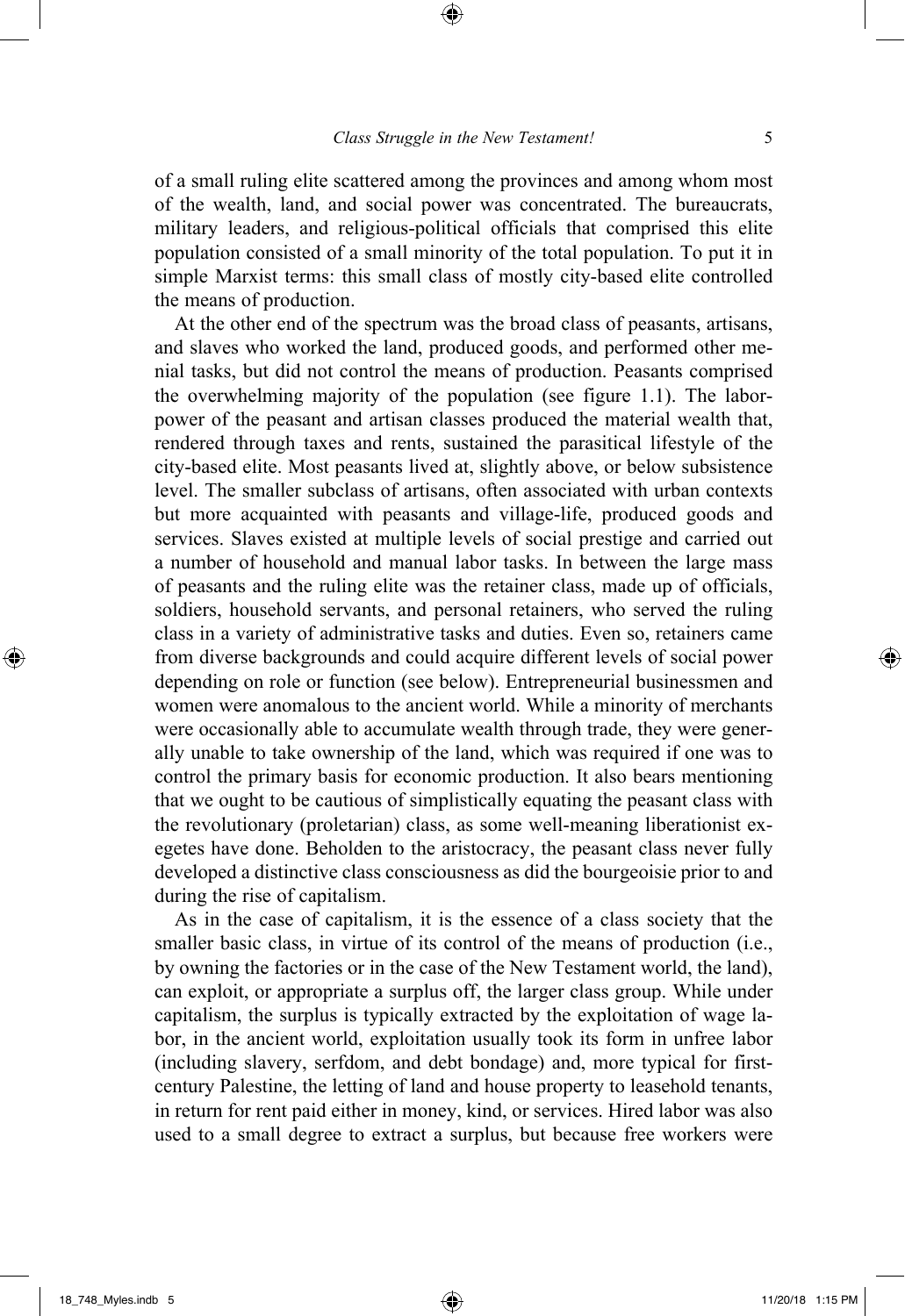of a small ruling elite scattered among the provinces and among whom most of the wealth, land, and social power was concentrated. The bureaucrats, military leaders, and religious-political officials that comprised this elite population consisted of a small minority of the total population. To put it in simple Marxist terms: this small class of mostly city-based elite controlled the means of production.

At the other end of the spectrum was the broad class of peasants, artisans, and slaves who worked the land, produced goods, and performed other menial tasks, but did not control the means of production. Peasants comprised the overwhelming majority of the population (see figure 1.1). The labor-power of the peasant and artisan classes produced the material wealth that, rendered through taxes and rents, sustained the parasitical lifestyle of the city-based elite. Most peasants lived at, slightly above, or below subsistence level. The smaller subclass of artisans, often associated with urban contexts but more acquainted with peasants and village-life, produced goods and services. Slaves existed at multiple levels of social prestige and carried out a number of household and manual labor tasks. In between the large mass of peasants and the ruling elite was the retainer class, made up of officials, soldiers, household servants, and personal retainers, who served the ruling class in a variety of administrative tasks and duties. Even so, retainers came from diverse backgrounds and could acquire different levels of social power depending on role or function (see below). Entrepreneurial businessmen and women were anomalous to the ancient world. While a minority of merchants were occasionally able to accumulate wealth through trade, they were generally unable to take ownership of the land, which was required if one was to control the primary basis for economic production. It also bears mentioning that we ought to be cautious of simplistically equating the peasant class with the revolutionary (proletarian) class, as some well-meaning liberationist exegetes have done. Beholden to the aristocracy, the peasant class never fully developed a distinctive class consciousness as did the bourgeoisie prior to and during the rise of capitalism.

As in the case of capitalism, it is the essence of a class society that the smaller basic class, in virtue of its control of the means of production (i.e., by owning the factories or in the case of the New Testament world, the land), can exploit, or appropriate a surplus off, the larger class group. While under capitalism, the surplus is typically extracted by the exploitation of wage labor, in the ancient world, exploitation usually took its form in unfree labor (including slavery, serfdom, and debt bondage) and, more typical for first-century Palestine, the letting of land and house property to leasehold tenants, in return for rent paid either in money, kind, or services. Hired labor was also used to a small degree to extract a surplus, but because free workers were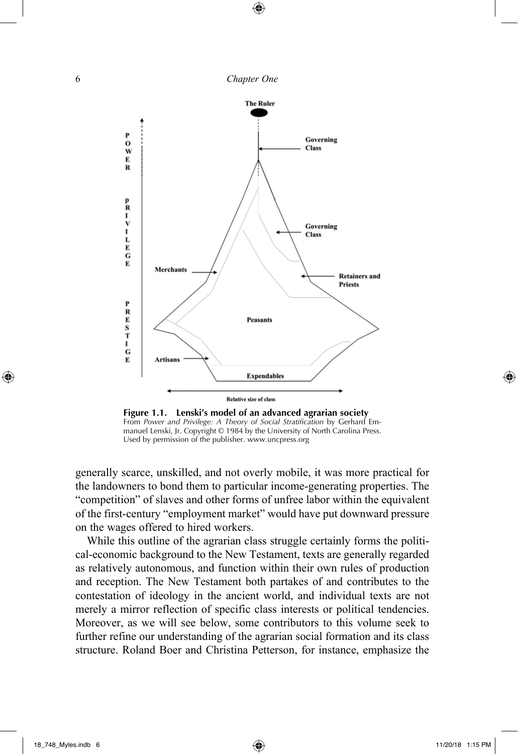**Figure 1.1. Lenski's model of an advanced agrarian society**
From *Power and Privilege: A Theory of Social Stratification* by Gerhard Emmanuel Lenski, Jr. Copyright © 1984 by the University of North Carolina Press. Used by permission of the publisher. www.uncpress.org

generally scarce, unskilled, and not overly mobile, it was more practical for the landowners to bond them to particular income-generating properties. The "competition" of slaves and other forms of unfree labor within the equivalent of the first-century "employment market" would have put downward pressure on the wages offered to hired workers.

While this outline of the agrarian class struggle certainly forms the political-economic background to the New Testament, texts are generally regarded as relatively autonomous, and function within their own rules of production and reception. The New Testament both partakes of and contributes to the contestation of ideology in the ancient world, and individual texts are not merely a mirror reflection of specific class interests or political tendencies. Moreover, as we will see below, some contributors to this volume seek to further refine our understanding of the agrarian social formation and its class structure. Roland Boer and Christina Petterson, for instance, emphasize the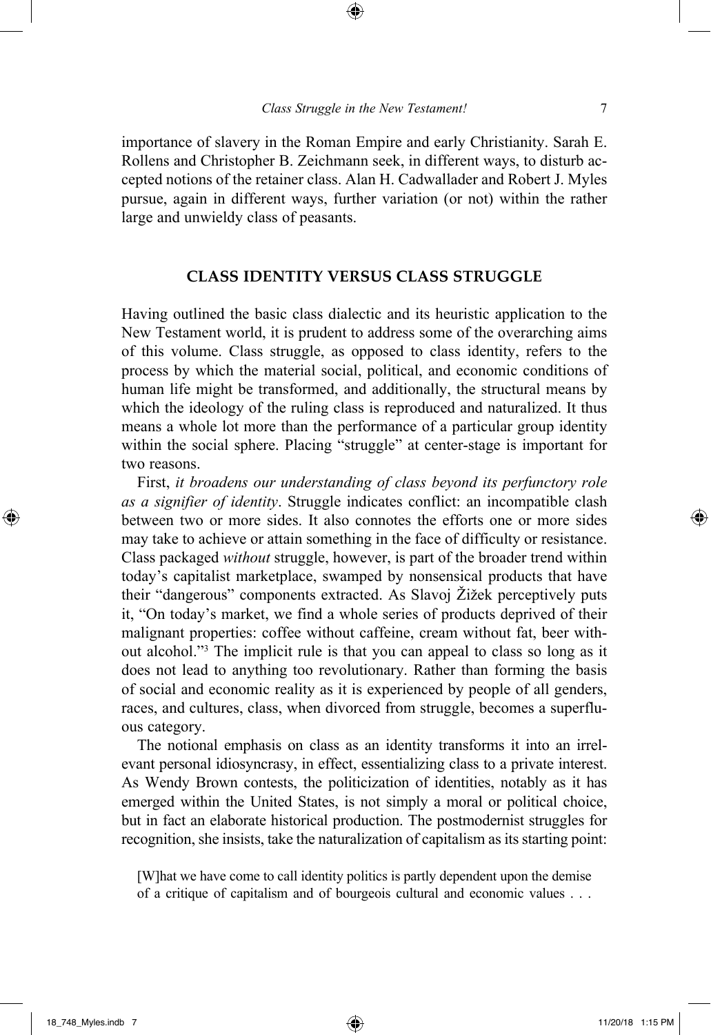importance of slavery in the Roman Empire and early Christianity. Sarah E. Rollens and Christopher B. Zeichmann seek, in different ways, to disturb accepted notions of the retainer class. Alan H. Cadwallader and Robert J. Myles pursue, again in different ways, further variation (or not) within the rather large and unwieldy class of peasants.

## CLASS IDENTITY VERSUS CLASS STRUGGLE

Having outlined the basic class dialectic and its heuristic application to the New Testament world, it is prudent to address some of the overarching aims of this volume. Class struggle, as opposed to class identity, refers to the process by which the material social, political, and economic conditions of human life might be transformed, and additionally, the structural means by which the ideology of the ruling class is reproduced and naturalized. It thus means a whole lot more than the performance of a particular group identity within the social sphere. Placing "struggle" at center-stage is important for two reasons.

First, *it broadens our understanding of class beyond its perfunctory role as a signifier of identity*. Struggle indicates conflict: an incompatible clash between two or more sides. It also connotes the efforts one or more sides may take to achieve or attain something in the face of difficulty or resistance. Class packaged *without* struggle, however, is part of the broader trend within today's capitalist marketplace, swamped by nonsensical products that have their "dangerous" components extracted. As Slavoj Žižek perceptively puts it, "On today's market, we find a whole series of products deprived of their malignant properties: coffee without caffeine, cream without fat, beer without alcohol."[3] The implicit rule is that you can appeal to class so long as it does not lead to anything too revolutionary. Rather than forming the basis of social and economic reality as it is experienced by people of all genders, races, and cultures, class, when divorced from struggle, becomes a superfluous category.

The notional emphasis on class as an identity transforms it into an irrelevant personal idiosyncrasy, in effect, essentializing class to a private interest. As Wendy Brown contests, the politicization of identities, notably as it has emerged within the United States, is not simply a moral or political choice, but in fact an elaborate historical production. The postmodernist struggles for recognition, she insists, take the naturalization of capitalism as its starting point:

> [W]hat we have come to call identity politics is partly dependent upon the demise of a critique of capitalism and of bourgeois cultural and economic values . . .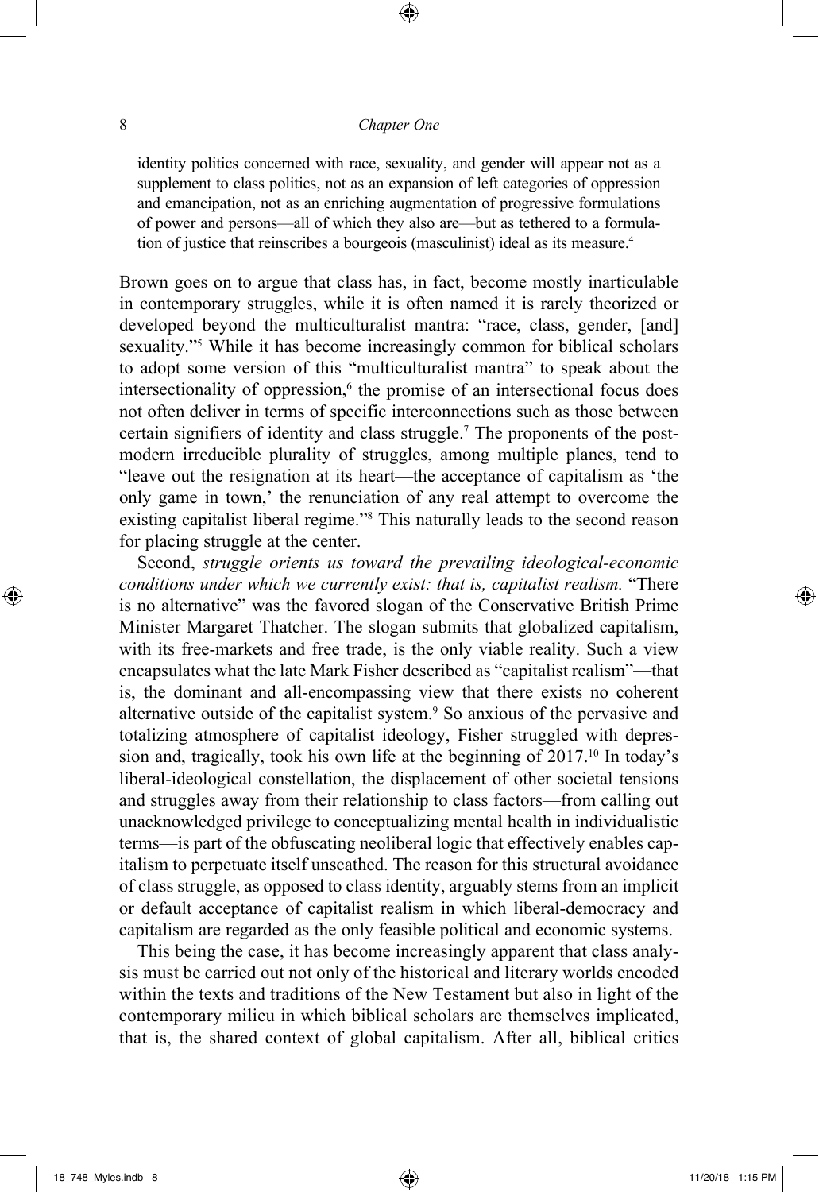> identity politics concerned with race, sexuality, and gender will appear not as a supplement to class politics, not as an expansion of left categories of oppression and emancipation, not as an enriching augmentation of progressive formulations of power and persons—all of which they also are—but as tethered to a formulation of justice that reinscribes a bourgeois (masculinist) ideal as its measure.[4]

Brown goes on to argue that class has, in fact, become mostly inarticulable in contemporary struggles, while it is often named it is rarely theorized or developed beyond the multiculturalist mantra: "race, class, gender, [and] sexuality."[5] While it has become increasingly common for biblical scholars to adopt some version of this "multiculturalist mantra" to speak about the intersectionality of oppression,[6] the promise of an intersectional focus does not often deliver in terms of specific interconnections such as those between certain signifiers of identity and class struggle.[7] The proponents of the postmodern irreducible plurality of struggles, among multiple planes, tend to "leave out the resignation at its heart—the acceptance of capitalism as 'the only game in town,' the renunciation of any real attempt to overcome the existing capitalist liberal regime."[8] This naturally leads to the second reason for placing struggle at the center.

Second, *struggle orients us toward the prevailing ideological-economic conditions under which we currently exist: that is, capitalist realism.* "There is no alternative" was the favored slogan of the Conservative British Prime Minister Margaret Thatcher. The slogan submits that globalized capitalism, with its free-markets and free trade, is the only viable reality. Such a view encapsulates what the late Mark Fisher described as "capitalist realism"—that is, the dominant and all-encompassing view that there exists no coherent alternative outside of the capitalist system.[9] So anxious of the pervasive and totalizing atmosphere of capitalist ideology, Fisher struggled with depression and, tragically, took his own life at the beginning of 2017.[10] In today's liberal-ideological constellation, the displacement of other societal tensions and struggles away from their relationship to class factors—from calling out unacknowledged privilege to conceptualizing mental health in individualistic terms—is part of the obfuscating neoliberal logic that effectively enables capitalism to perpetuate itself unscathed. The reason for this structural avoidance of class struggle, as opposed to class identity, arguably stems from an implicit or default acceptance of capitalist realism in which liberal-democracy and capitalism are regarded as the only feasible political and economic systems.

This being the case, it has become increasingly apparent that class analysis must be carried out not only of the historical and literary worlds encoded within the texts and traditions of the New Testament but also in light of the contemporary milieu in which biblical scholars are themselves implicated, that is, the shared context of global capitalism. After all, biblical critics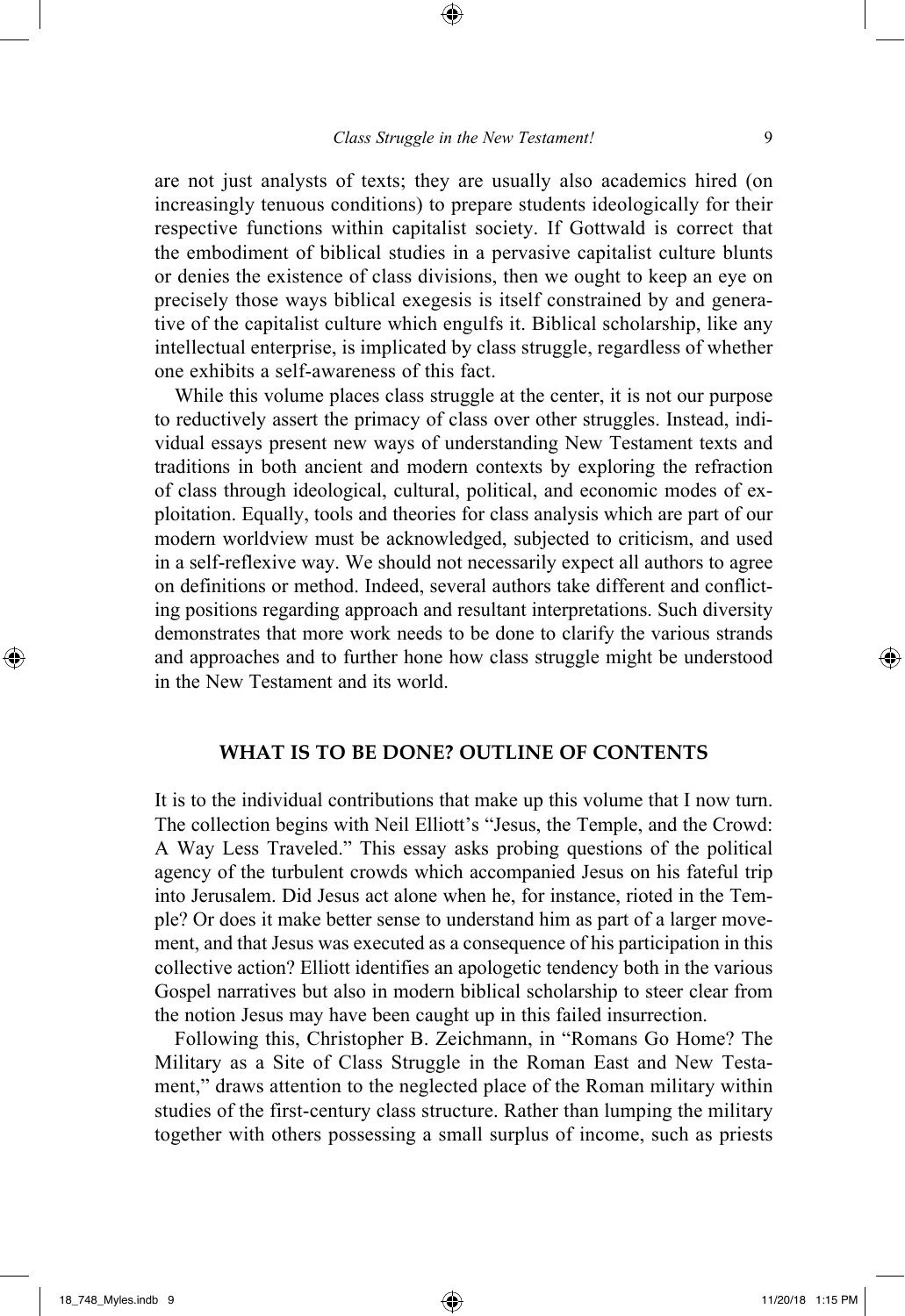are not just analysts of texts; they are usually also academics hired (on increasingly tenuous conditions) to prepare students ideologically for their respective functions within capitalist society. If Gottwald is correct that the embodiment of biblical studies in a pervasive capitalist culture blunts or denies the existence of class divisions, then we ought to keep an eye on precisely those ways biblical exegesis is itself constrained by and generative of the capitalist culture which engulfs it. Biblical scholarship, like any intellectual enterprise, is implicated by class struggle, regardless of whether one exhibits a self-awareness of this fact.

While this volume places class struggle at the center, it is not our purpose to reductively assert the primacy of class over other struggles. Instead, individual essays present new ways of understanding New Testament texts and traditions in both ancient and modern contexts by exploring the refraction of class through ideological, cultural, political, and economic modes of exploitation. Equally, tools and theories for class analysis which are part of our modern worldview must be acknowledged, subjected to criticism, and used in a self-reflexive way. We should not necessarily expect all authors to agree on definitions or method. Indeed, several authors take different and conflicting positions regarding approach and resultant interpretations. Such diversity demonstrates that more work needs to be done to clarify the various strands and approaches and to further hone how class struggle might be understood in the New Testament and its world.

## WHAT IS TO BE DONE? OUTLINE OF CONTENTS

It is to the individual contributions that make up this volume that I now turn. The collection begins with Neil Elliott's "Jesus, the Temple, and the Crowd: A Way Less Traveled." This essay asks probing questions of the political agency of the turbulent crowds which accompanied Jesus on his fateful trip into Jerusalem. Did Jesus act alone when he, for instance, rioted in the Temple? Or does it make better sense to understand him as part of a larger movement, and that Jesus was executed as a consequence of his participation in this collective action? Elliott identifies an apologetic tendency both in the various Gospel narratives but also in modern biblical scholarship to steer clear from the notion Jesus may have been caught up in this failed insurrection.

Following this, Christopher B. Zeichmann, in "Romans Go Home? The Military as a Site of Class Struggle in the Roman East and New Testament," draws attention to the neglected place of the Roman military within studies of the first-century class structure. Rather than lumping the military together with others possessing a small surplus of income, such as priests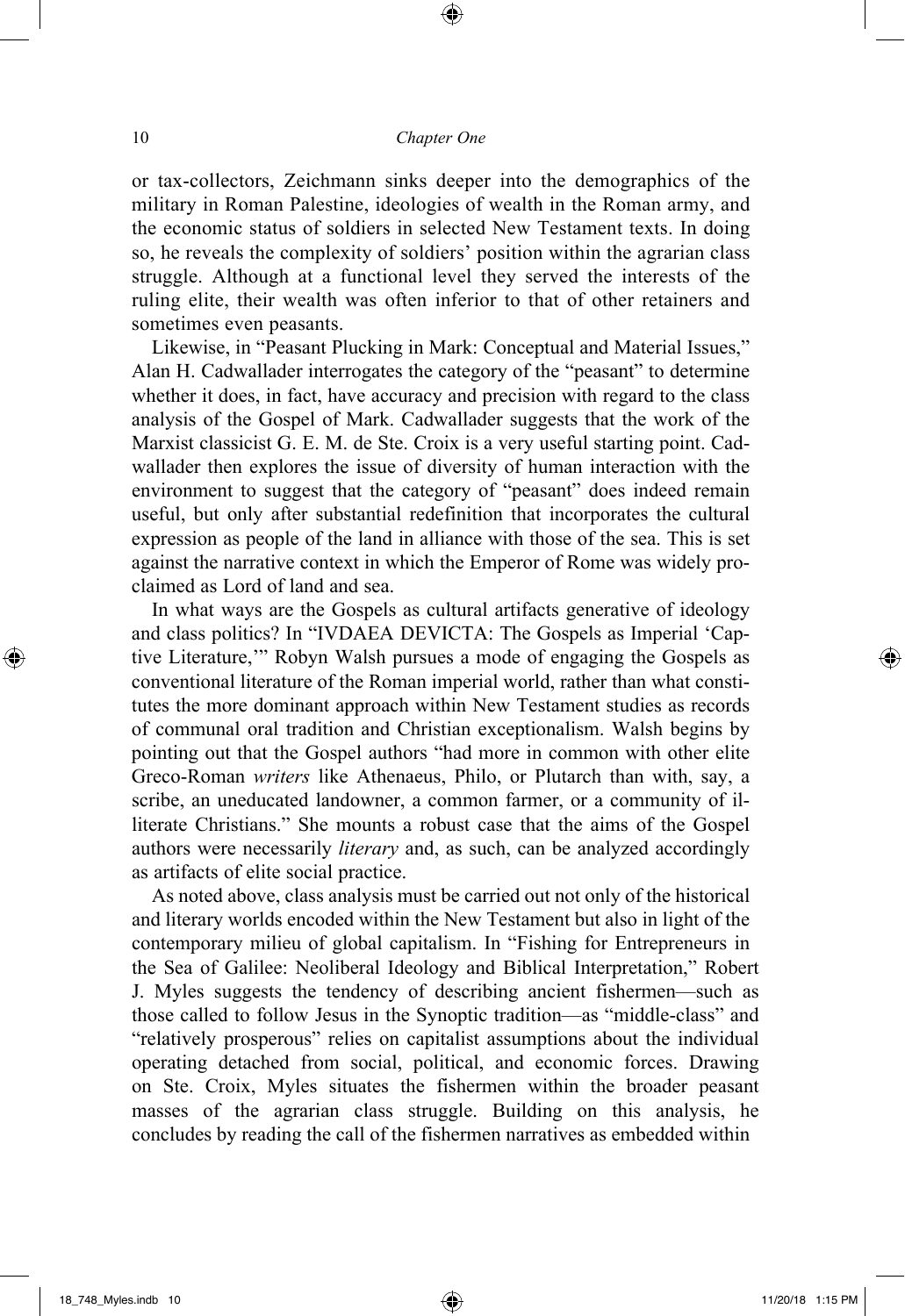or tax-collectors, Zeichmann sinks deeper into the demographics of the military in Roman Palestine, ideologies of wealth in the Roman army, and the economic status of soldiers in selected New Testament texts. In doing so, he reveals the complexity of soldiers' position within the agrarian class struggle. Although at a functional level they served the interests of the ruling elite, their wealth was often inferior to that of other retainers and sometimes even peasants.

Likewise, in "Peasant Plucking in Mark: Conceptual and Material Issues," Alan H. Cadwallader interrogates the category of the "peasant" to determine whether it does, in fact, have accuracy and precision with regard to the class analysis of the Gospel of Mark. Cadwallader suggests that the work of the Marxist classicist G. E. M. de Ste. Croix is a very useful starting point. Cadwallader then explores the issue of diversity of human interaction with the environment to suggest that the category of "peasant" does indeed remain useful, but only after substantial redefinition that incorporates the cultural expression as people of the land in alliance with those of the sea. This is set against the narrative context in which the Emperor of Rome was widely proclaimed as Lord of land and sea.

In what ways are the Gospels as cultural artifacts generative of ideology and class politics? In "IVDAEA DEVICTA: The Gospels as Imperial 'Captive Literature,'" Robyn Walsh pursues a mode of engaging the Gospels as conventional literature of the Roman imperial world, rather than what constitutes the more dominant approach within New Testament studies as records of communal oral tradition and Christian exceptionalism. Walsh begins by pointing out that the Gospel authors "had more in common with other elite Greco-Roman *writers* like Athenaeus, Philo, or Plutarch than with, say, a scribe, an uneducated landowner, a common farmer, or a community of illiterate Christians." She mounts a robust case that the aims of the Gospel authors were necessarily *literary* and, as such, can be analyzed accordingly as artifacts of elite social practice.

As noted above, class analysis must be carried out not only of the historical and literary worlds encoded within the New Testament but also in light of the contemporary milieu of global capitalism. In "Fishing for Entrepreneurs in the Sea of Galilee: Neoliberal Ideology and Biblical Interpretation," Robert J. Myles suggests the tendency of describing ancient fishermen—such as those called to follow Jesus in the Synoptic tradition—as "middle-class" and "relatively prosperous" relies on capitalist assumptions about the individual operating detached from social, political, and economic forces. Drawing on Ste. Croix, Myles situates the fishermen within the broader peasant masses of the agrarian class struggle. Building on this analysis, he concludes by reading the call of the fishermen narratives as embedded within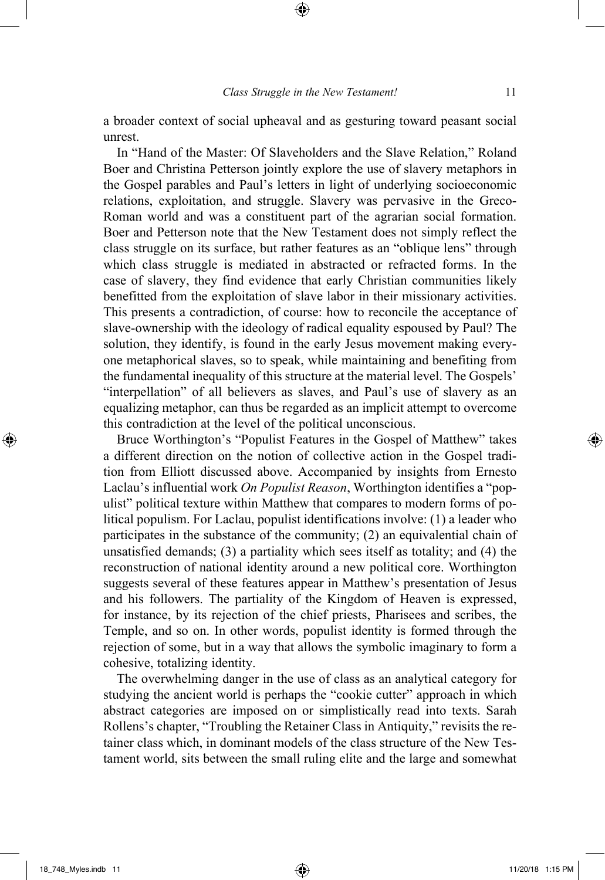a broader context of social upheaval and as gesturing toward peasant social unrest.

In "Hand of the Master: Of Slaveholders and the Slave Relation," Roland Boer and Christina Petterson jointly explore the use of slavery metaphors in the Gospel parables and Paul's letters in light of underlying socioeconomic relations, exploitation, and struggle. Slavery was pervasive in the Greco-Roman world and was a constituent part of the agrarian social formation. Boer and Petterson note that the New Testament does not simply reflect the class struggle on its surface, but rather features as an "oblique lens" through which class struggle is mediated in abstracted or refracted forms. In the case of slavery, they find evidence that early Christian communities likely benefitted from the exploitation of slave labor in their missionary activities. This presents a contradiction, of course: how to reconcile the acceptance of slave-ownership with the ideology of radical equality espoused by Paul? The solution, they identify, is found in the early Jesus movement making everyone metaphorical slaves, so to speak, while maintaining and benefiting from the fundamental inequality of this structure at the material level. The Gospels' "interpellation" of all believers as slaves, and Paul's use of slavery as an equalizing metaphor, can thus be regarded as an implicit attempt to overcome this contradiction at the level of the political unconscious.

Bruce Worthington's "Populist Features in the Gospel of Matthew" takes a different direction on the notion of collective action in the Gospel tradition from Elliott discussed above. Accompanied by insights from Ernesto Laclau's influential work *On Populist Reason*, Worthington identifies a "populist" political texture within Matthew that compares to modern forms of political populism. For Laclau, populist identifications involve: (1) a leader who participates in the substance of the community; (2) an equivalential chain of unsatisfied demands; (3) a partiality which sees itself as totality; and (4) the reconstruction of national identity around a new political core. Worthington suggests several of these features appear in Matthew's presentation of Jesus and his followers. The partiality of the Kingdom of Heaven is expressed, for instance, by its rejection of the chief priests, Pharisees and scribes, the Temple, and so on. In other words, populist identity is formed through the rejection of some, but in a way that allows the symbolic imaginary to form a cohesive, totalizing identity.

The overwhelming danger in the use of class as an analytical category for studying the ancient world is perhaps the "cookie cutter" approach in which abstract categories are imposed on or simplistically read into texts. Sarah Rollens's chapter, "Troubling the Retainer Class in Antiquity," revisits the retainer class which, in dominant models of the class structure of the New Testament world, sits between the small ruling elite and the large and somewhat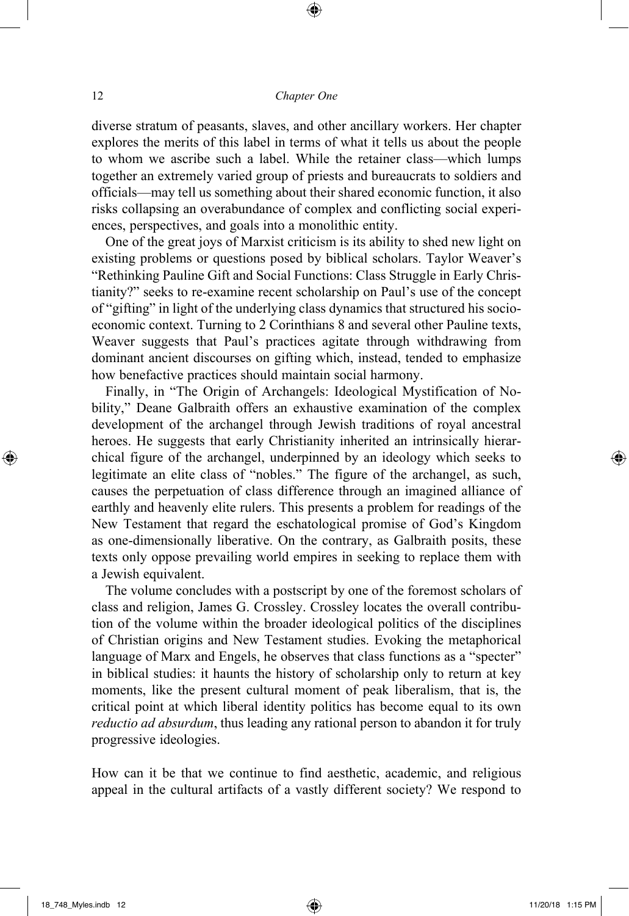diverse stratum of peasants, slaves, and other ancillary workers. Her chapter explores the merits of this label in terms of what it tells us about the people to whom we ascribe such a label. While the retainer class—which lumps together an extremely varied group of priests and bureaucrats to soldiers and officials—may tell us something about their shared economic function, it also risks collapsing an overabundance of complex and conflicting social experiences, perspectives, and goals into a monolithic entity.

One of the great joys of Marxist criticism is its ability to shed new light on existing problems or questions posed by biblical scholars. Taylor Weaver's "Rethinking Pauline Gift and Social Functions: Class Struggle in Early Christianity?" seeks to re-examine recent scholarship on Paul's use of the concept of "gifting" in light of the underlying class dynamics that structured his socioeconomic context. Turning to 2 Corinthians 8 and several other Pauline texts, Weaver suggests that Paul's practices agitate through withdrawing from dominant ancient discourses on gifting which, instead, tended to emphasize how benefactive practices should maintain social harmony.

Finally, in "The Origin of Archangels: Ideological Mystification of Nobility," Deane Galbraith offers an exhaustive examination of the complex development of the archangel through Jewish traditions of royal ancestral heroes. He suggests that early Christianity inherited an intrinsically hierarchical figure of the archangel, underpinned by an ideology which seeks to legitimate an elite class of "nobles." The figure of the archangel, as such, causes the perpetuation of class difference through an imagined alliance of earthly and heavenly elite rulers. This presents a problem for readings of the New Testament that regard the eschatological promise of God's Kingdom as one-dimensionally liberative. On the contrary, as Galbraith posits, these texts only oppose prevailing world empires in seeking to replace them with a Jewish equivalent.

The volume concludes with a postscript by one of the foremost scholars of class and religion, James G. Crossley. Crossley locates the overall contribution of the volume within the broader ideological politics of the disciplines of Christian origins and New Testament studies. Evoking the metaphorical language of Marx and Engels, he observes that class functions as a "specter" in biblical studies: it haunts the history of scholarship only to return at key moments, like the present cultural moment of peak liberalism, that is, the critical point at which liberal identity politics has become equal to its own *reductio ad absurdum*, thus leading any rational person to abandon it for truly progressive ideologies.

How can it be that we continue to find aesthetic, academic, and religious appeal in the cultural artifacts of a vastly different society? We respond to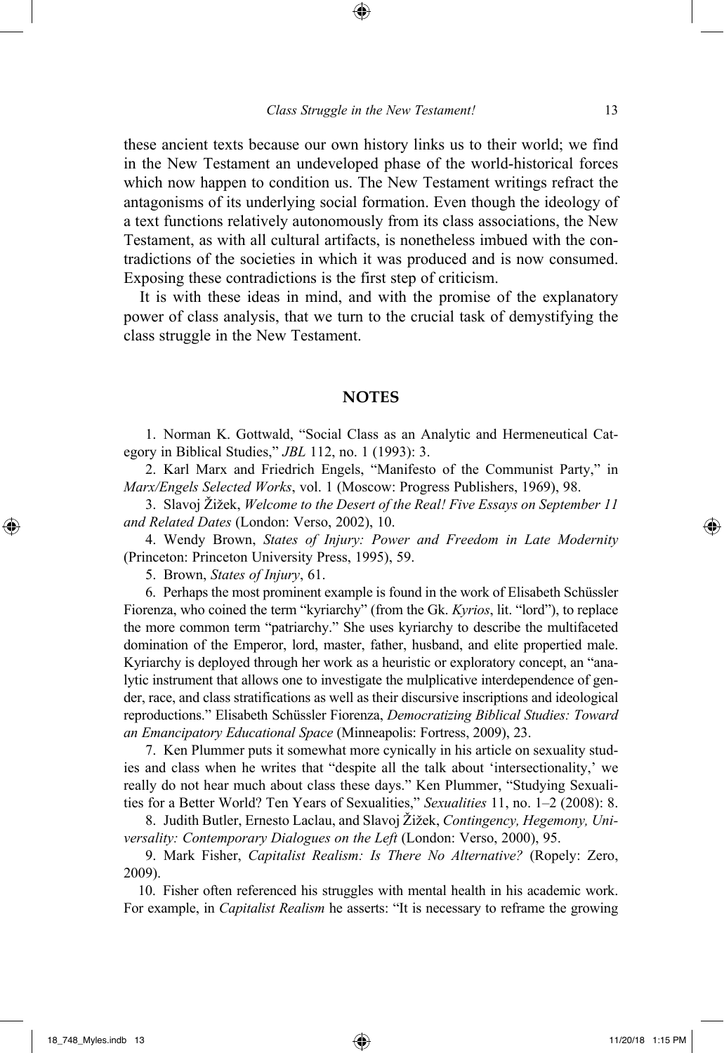these ancient texts because our own history links us to their world; we find in the New Testament an undeveloped phase of the world-historical forces which now happen to condition us. The New Testament writings refract the antagonisms of its underlying social formation. Even though the ideology of a text functions relatively autonomously from its class associations, the New Testament, as with all cultural artifacts, is nonetheless imbued with the contradictions of the societies in which it was produced and is now consumed. Exposing these contradictions is the first step of criticism.

It is with these ideas in mind, and with the promise of the explanatory power of class analysis, that we turn to the crucial task of demystifying the class struggle in the New Testament.

## NOTES

1. Norman K. Gottwald, "Social Class as an Analytic and Hermeneutical Category in Biblical Studies," *JBL* 112, no. 1 (1993): 3.

2. Karl Marx and Friedrich Engels, "Manifesto of the Communist Party," in *Marx/Engels Selected Works*, vol. 1 (Moscow: Progress Publishers, 1969), 98.

3. Slavoj Žižek, *Welcome to the Desert of the Real! Five Essays on September 11 and Related Dates* (London: Verso, 2002), 10.

4. Wendy Brown, *States of Injury: Power and Freedom in Late Modernity* (Princeton: Princeton University Press, 1995), 59.

5. Brown, *States of Injury*, 61.

6. Perhaps the most prominent example is found in the work of Elisabeth Schüssler Fiorenza, who coined the term "kyriarchy" (from the Gk. *Kyrios*, lit. "lord"), to replace the more common term "patriarchy." She uses kyriarchy to describe the multifaceted domination of the Emperor, lord, master, father, husband, and elite propertied male. Kyriarchy is deployed through her work as a heuristic or exploratory concept, an "analytic instrument that allows one to investigate the mulplicative interdependence of gender, race, and class stratifications as well as their discursive inscriptions and ideological reproductions." Elisabeth Schüssler Fiorenza, *Democratizing Biblical Studies: Toward an Emancipatory Educational Space* (Minneapolis: Fortress, 2009), 23.

7. Ken Plummer puts it somewhat more cynically in his article on sexuality studies and class when he writes that "despite all the talk about 'intersectionality,' we really do not hear much about class these days." Ken Plummer, "Studying Sexualities for a Better World? Ten Years of Sexualities," *Sexualities* 11, no. 1–2 (2008): 8.

8. Judith Butler, Ernesto Laclau, and Slavoj Žižek, *Contingency, Hegemony, Universality: Contemporary Dialogues on the Left* (London: Verso, 2000), 95.

9. Mark Fisher, *Capitalist Realism: Is There No Alternative?* (Ropely: Zero, 2009).

10. Fisher often referenced his struggles with mental health in his academic work. For example, in *Capitalist Realism* he asserts: "It is necessary to reframe the growing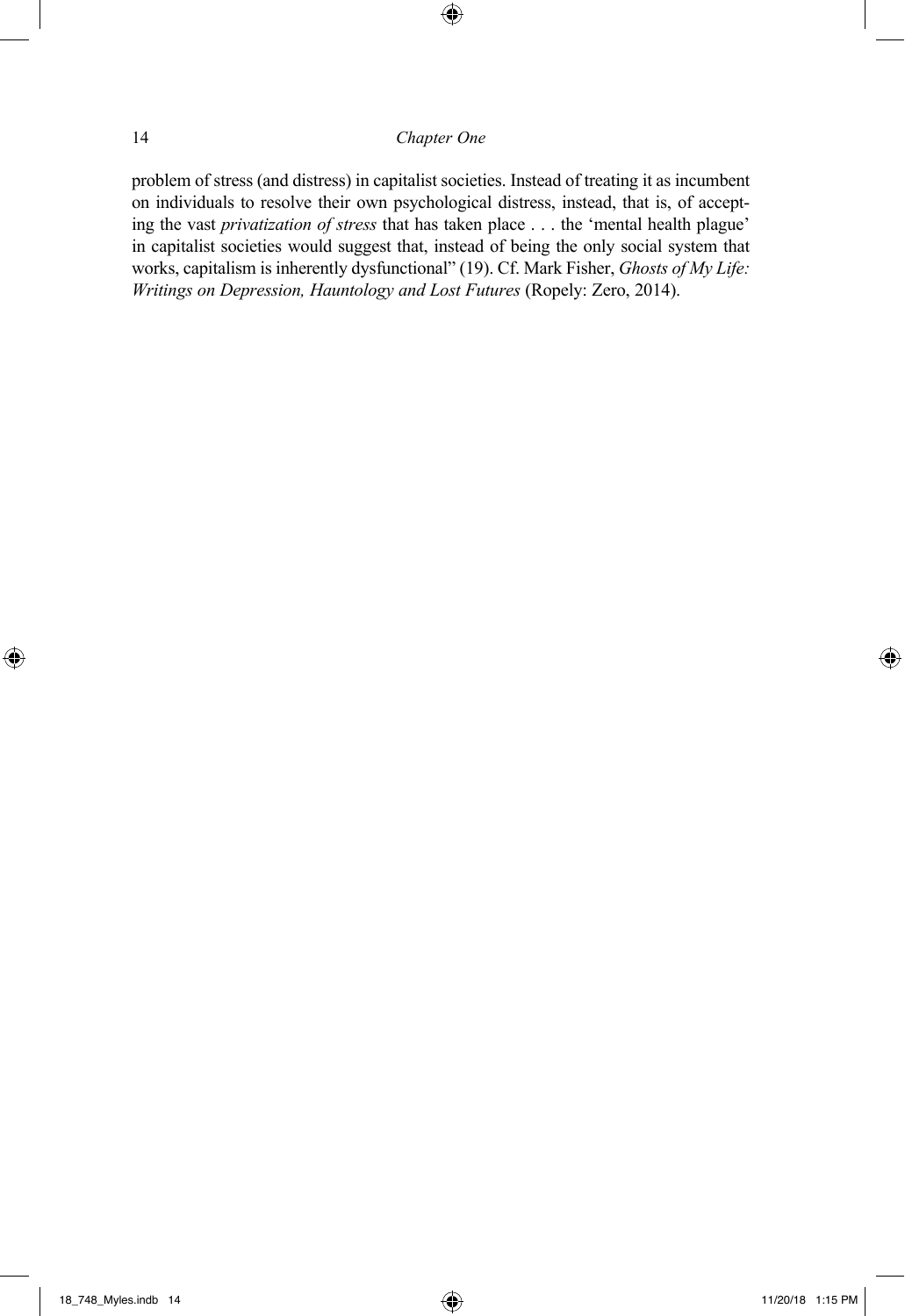problem of stress (and distress) in capitalist societies. Instead of treating it as incumbent on individuals to resolve their own psychological distress, instead, that is, of accepting the vast *privatization of stress* that has taken place . . . the 'mental health plague' in capitalist societies would suggest that, instead of being the only social system that works, capitalism is inherently dysfunctional" (19). Cf. Mark Fisher, *Ghosts of My Life: Writings on Depression, Hauntology and Lost Futures* (Ropely: Zero, 2014).